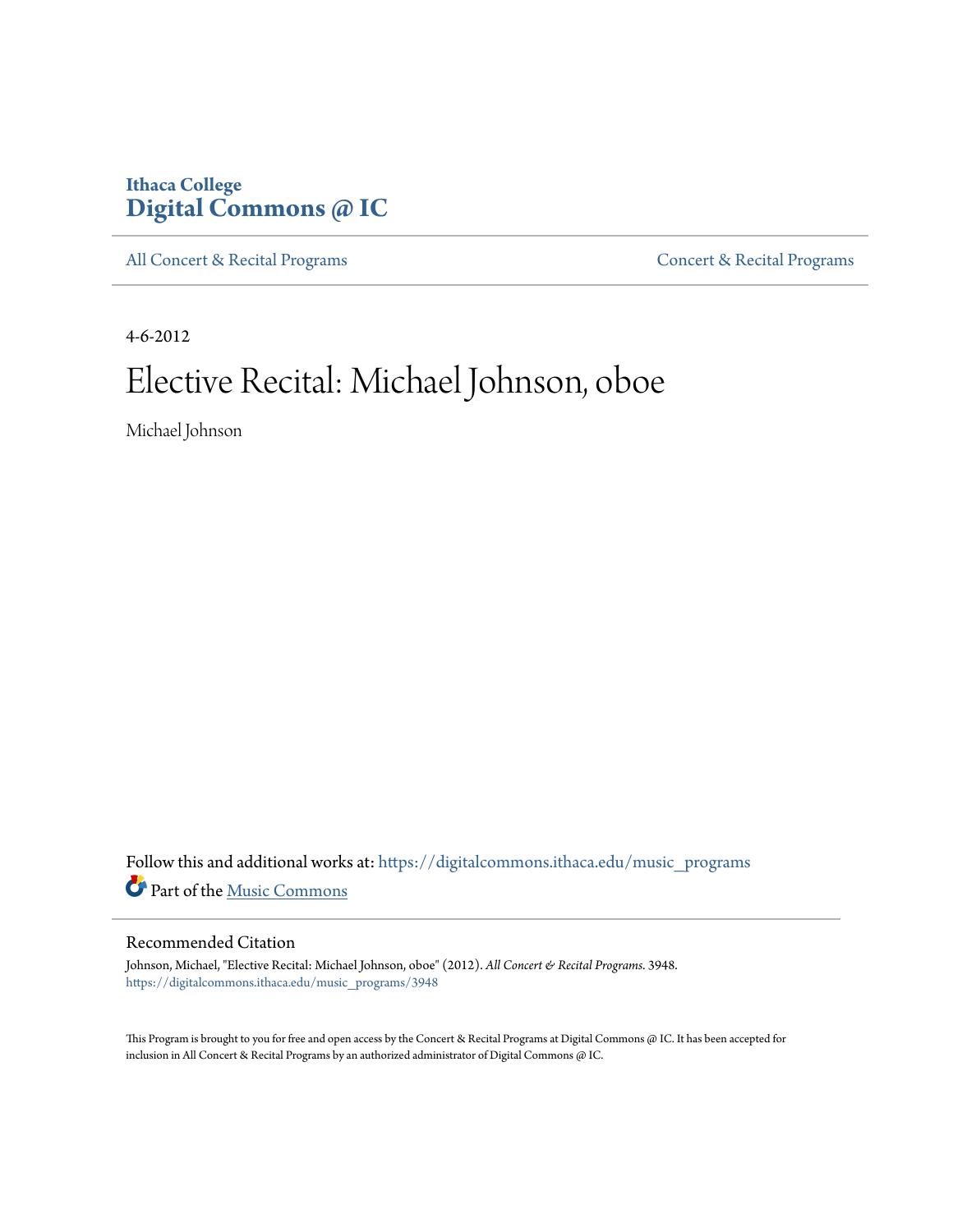**Ithaca College**
**Digital Commons @ IC**

All Concert & Recital Programs | Concert & Recital Programs

4-6-2012

# Elective Recital: Michael Johnson, oboe

Michael Johnson

Follow this and additional works at: https://digitalcommons.ithaca.edu/music_programs

Part of the Music Commons

## Recommended Citation

Johnson, Michael, "Elective Recital: Michael Johnson, oboe" (2012). *All Concert & Recital Programs*. 3948.
https://digitalcommons.ithaca.edu/music_programs/3948

This Program is brought to you for free and open access by the Concert & Recital Programs at Digital Commons @ IC. It has been accepted for inclusion in All Concert & Recital Programs by an authorized administrator of Digital Commons @ IC.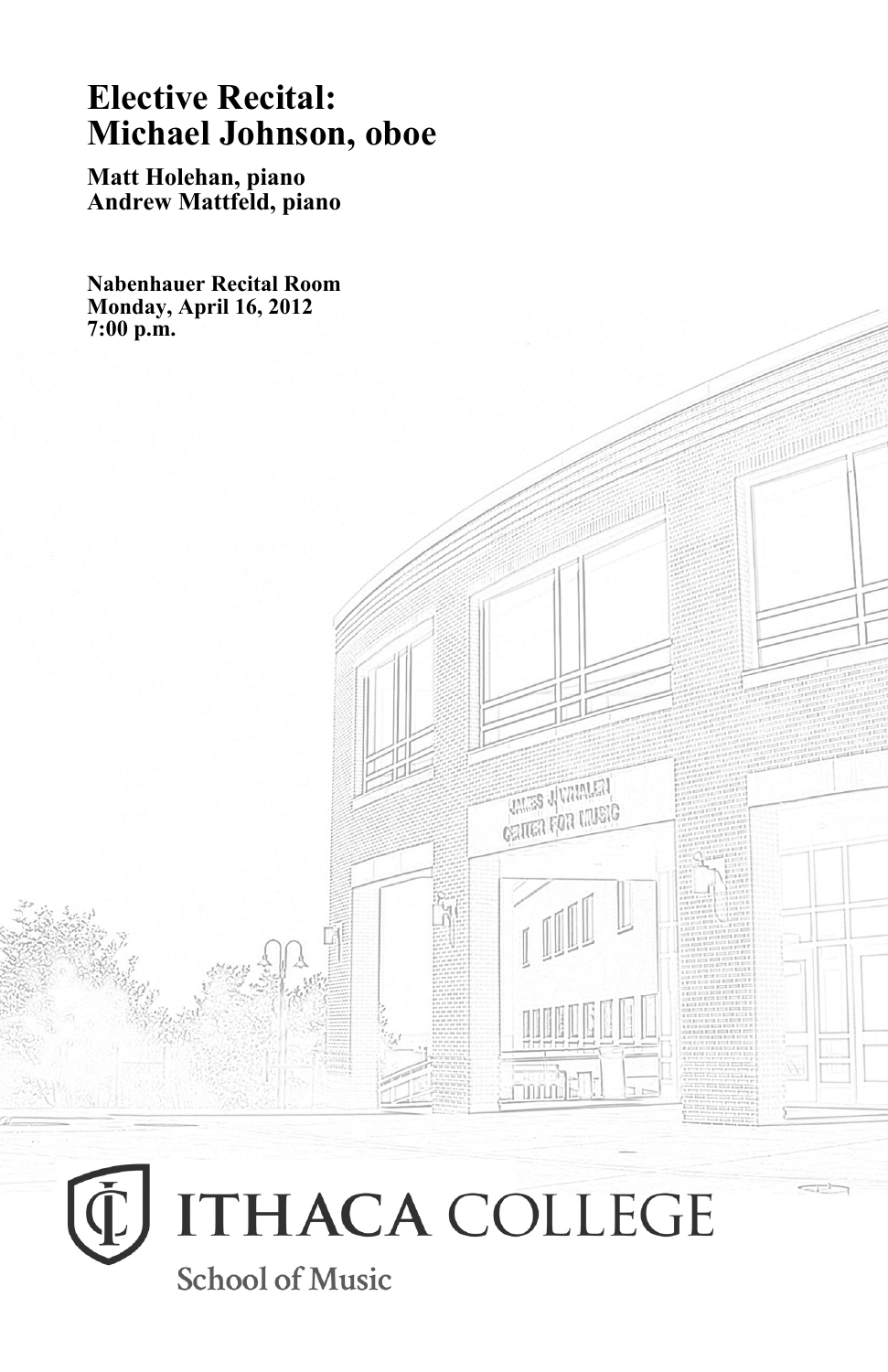# Elective Recital:
# Michael Johnson, oboe

**Matt Holehan, piano**
**Andrew Mattfeld, piano**

**Nabenhauer Recital Room**
**Monday, April 16, 2012**
**7:00 p.m.**

ITHACA COLLEGE

School of Music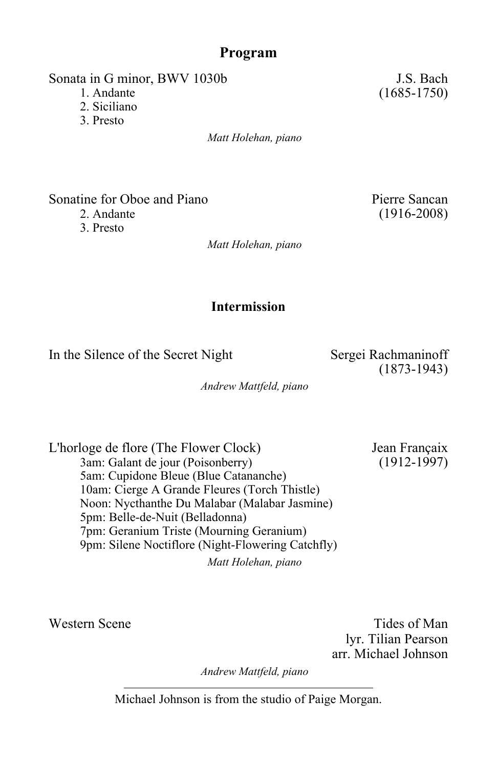## Program

Sonata in G minor, BWV 1030b — J.S. Bach (1685-1750)

1. Andante
2. Siciliano
3. Presto

*Matt Holehan, piano*

Sonatine for Oboe and Piano — Pierre Sancan (1916-2008)

2. Andante
3. Presto

*Matt Holehan, piano*

### Intermission

In the Silence of the Secret Night — Sergei Rachmaninoff (1873-1943)

*Andrew Mattfeld, piano*

L'horloge de flore (The Flower Clock) — Jean Françaix (1912-1997)

3am: Galant de jour (Poisonberry)
5am: Cupidone Bleue (Blue Catananche)
10am: Cierge A Grande Fleures (Torch Thistle)
Noon: Nycthanthe Du Malabar (Malabar Jasmine)
5pm: Belle-de-Nuit (Belladonna)
7pm: Geranium Triste (Mourning Geranium)
9pm: Silene Noctiflore (Night-Flowering Catchfly)

*Matt Holehan, piano*

Western Scene — Tides of Man
lyr. Tilian Pearson
arr. Michael Johnson

*Andrew Mattfeld, piano*

---

Michael Johnson is from the studio of Paige Morgan.